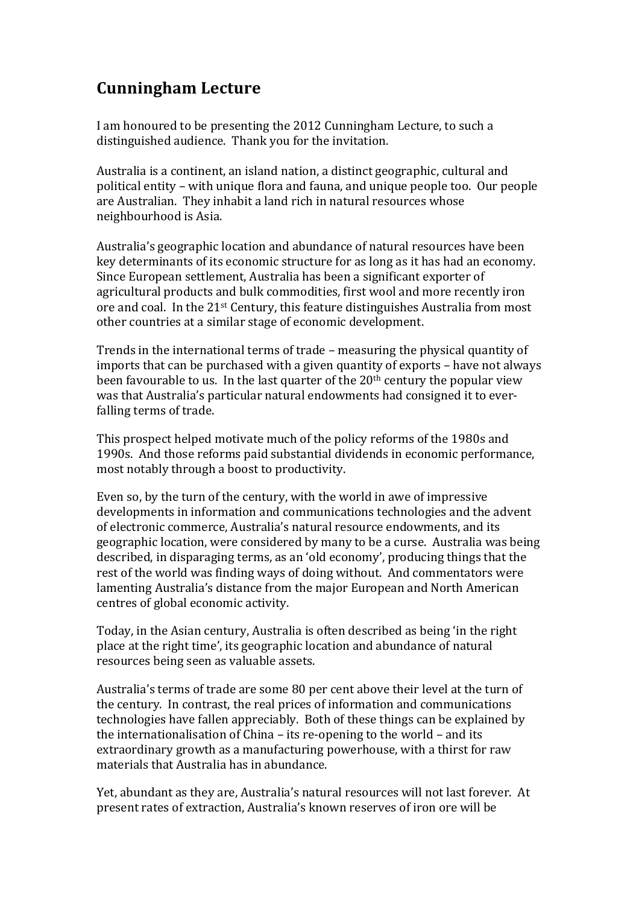# Cunningham Lecture

I am honoured to be presenting the 2012 Cunningham Lecture, to such a distinguished audience. Thank you for the invitation.

Australia is a continent, an island nation, a distinct geographic, cultural and political entity – with unique flora and fauna, and unique people too. Our people are Australian. They inhabit a land rich in natural resources whose neighbourhood is Asia.

Australia's geographic location and abundance of natural resources have been key determinants of its economic structure for as long as it has had an economy. Since European settlement, Australia has been a significant exporter of agricultural products and bulk commodities, first wool and more recently iron ore and coal. In the 21st Century, this feature distinguishes Australia from most other countries at a similar stage of economic development.

Trends in the international terms of trade – measuring the physical quantity of imports that can be purchased with a given quantity of exports – have not always been favourable to us. In the last quarter of the 20th century the popular view was that Australia's particular natural endowments had consigned it to ever-falling terms of trade.

This prospect helped motivate much of the policy reforms of the 1980s and 1990s. And those reforms paid substantial dividends in economic performance, most notably through a boost to productivity.

Even so, by the turn of the century, with the world in awe of impressive developments in information and communications technologies and the advent of electronic commerce, Australia's natural resource endowments, and its geographic location, were considered by many to be a curse. Australia was being described, in disparaging terms, as an 'old economy', producing things that the rest of the world was finding ways of doing without. And commentators were lamenting Australia's distance from the major European and North American centres of global economic activity.

Today, in the Asian century, Australia is often described as being 'in the right place at the right time', its geographic location and abundance of natural resources being seen as valuable assets.

Australia's terms of trade are some 80 per cent above their level at the turn of the century. In contrast, the real prices of information and communications technologies have fallen appreciably. Both of these things can be explained by the internationalisation of China – its re-opening to the world – and its extraordinary growth as a manufacturing powerhouse, with a thirst for raw materials that Australia has in abundance.

Yet, abundant as they are, Australia's natural resources will not last forever. At present rates of extraction, Australia's known reserves of iron ore will be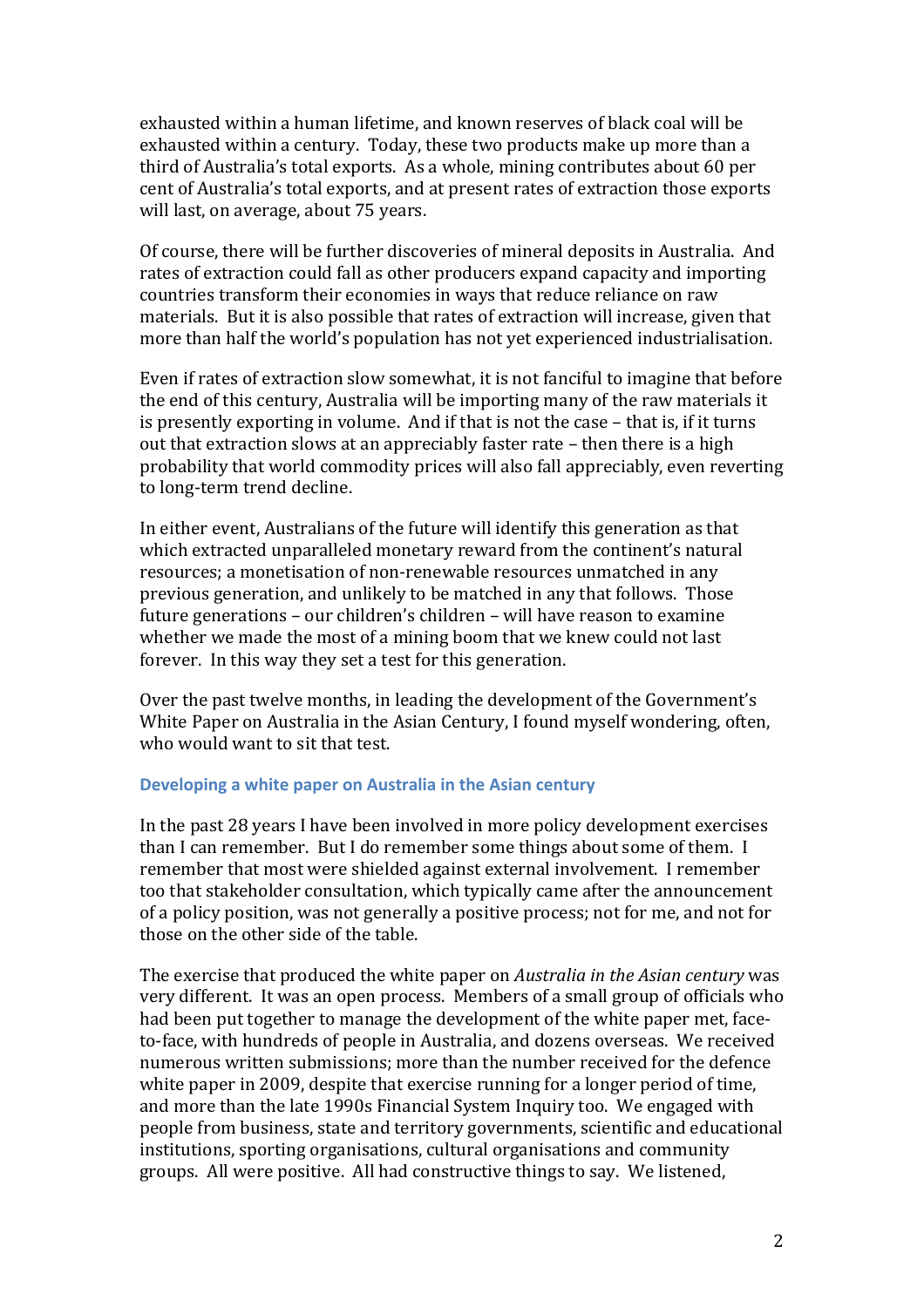exhausted within a human lifetime, and known reserves of black coal will be exhausted within a century. Today, these two products make up more than a third of Australia's total exports. As a whole, mining contributes about 60 per cent of Australia's total exports, and at present rates of extraction those exports will last, on average, about 75 years.

Of course, there will be further discoveries of mineral deposits in Australia. And rates of extraction could fall as other producers expand capacity and importing countries transform their economies in ways that reduce reliance on raw materials. But it is also possible that rates of extraction will increase, given that more than half the world's population has not yet experienced industrialisation.

Even if rates of extraction slow somewhat, it is not fanciful to imagine that before the end of this century, Australia will be importing many of the raw materials it is presently exporting in volume. And if that is not the case – that is, if it turns out that extraction slows at an appreciably faster rate – then there is a high probability that world commodity prices will also fall appreciably, even reverting to long-term trend decline.

In either event, Australians of the future will identify this generation as that which extracted unparalleled monetary reward from the continent's natural resources; a monetisation of non-renewable resources unmatched in any previous generation, and unlikely to be matched in any that follows. Those future generations – our children's children – will have reason to examine whether we made the most of a mining boom that we knew could not last forever. In this way they set a test for this generation.

Over the past twelve months, in leading the development of the Government's White Paper on Australia in the Asian Century, I found myself wondering, often, who would want to sit that test.

### Developing a white paper on Australia in the Asian century

In the past 28 years I have been involved in more policy development exercises than I can remember. But I do remember some things about some of them. I remember that most were shielded against external involvement. I remember too that stakeholder consultation, which typically came after the announcement of a policy position, was not generally a positive process; not for me, and not for those on the other side of the table.

The exercise that produced the white paper on *Australia in the Asian century* was very different. It was an open process. Members of a small group of officials who had been put together to manage the development of the white paper met, face-to-face, with hundreds of people in Australia, and dozens overseas. We received numerous written submissions; more than the number received for the defence white paper in 2009, despite that exercise running for a longer period of time, and more than the late 1990s Financial System Inquiry too. We engaged with people from business, state and territory governments, scientific and educational institutions, sporting organisations, cultural organisations and community groups. All were positive. All had constructive things to say. We listened,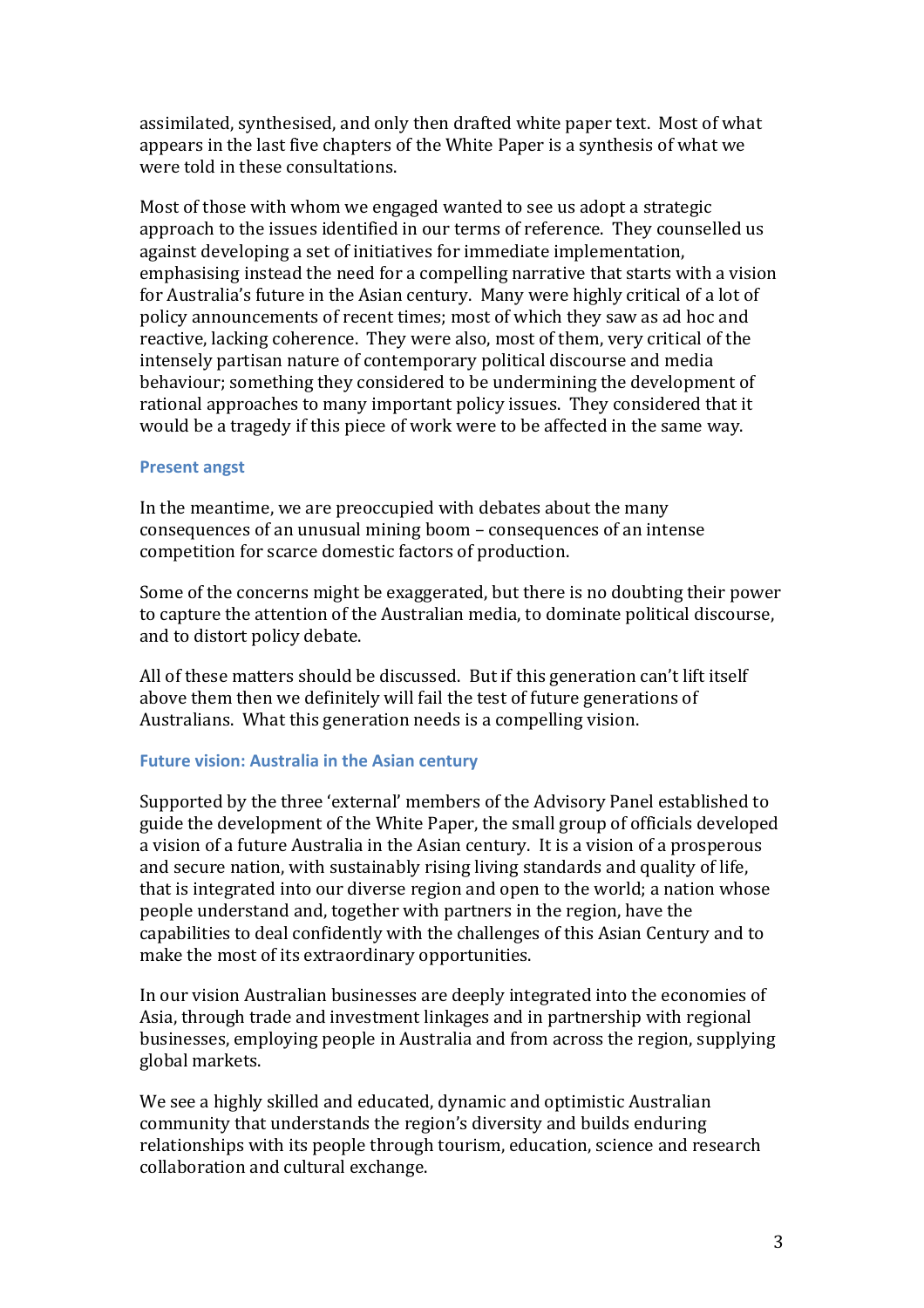assimilated, synthesised, and only then drafted white paper text. Most of what appears in the last five chapters of the White Paper is a synthesis of what we were told in these consultations.

Most of those with whom we engaged wanted to see us adopt a strategic approach to the issues identified in our terms of reference. They counselled us against developing a set of initiatives for immediate implementation, emphasising instead the need for a compelling narrative that starts with a vision for Australia's future in the Asian century. Many were highly critical of a lot of policy announcements of recent times; most of which they saw as ad hoc and reactive, lacking coherence. They were also, most of them, very critical of the intensely partisan nature of contemporary political discourse and media behaviour; something they considered to be undermining the development of rational approaches to many important policy issues. They considered that it would be a tragedy if this piece of work were to be affected in the same way.

### Present angst

In the meantime, we are preoccupied with debates about the many consequences of an unusual mining boom – consequences of an intense competition for scarce domestic factors of production.

Some of the concerns might be exaggerated, but there is no doubting their power to capture the attention of the Australian media, to dominate political discourse, and to distort policy debate.

All of these matters should be discussed. But if this generation can't lift itself above them then we definitely will fail the test of future generations of Australians. What this generation needs is a compelling vision.

### Future vision: Australia in the Asian century

Supported by the three 'external' members of the Advisory Panel established to guide the development of the White Paper, the small group of officials developed a vision of a future Australia in the Asian century. It is a vision of a prosperous and secure nation, with sustainably rising living standards and quality of life, that is integrated into our diverse region and open to the world; a nation whose people understand and, together with partners in the region, have the capabilities to deal confidently with the challenges of this Asian Century and to make the most of its extraordinary opportunities.

In our vision Australian businesses are deeply integrated into the economies of Asia, through trade and investment linkages and in partnership with regional businesses, employing people in Australia and from across the region, supplying global markets.

We see a highly skilled and educated, dynamic and optimistic Australian community that understands the region's diversity and builds enduring relationships with its people through tourism, education, science and research collaboration and cultural exchange.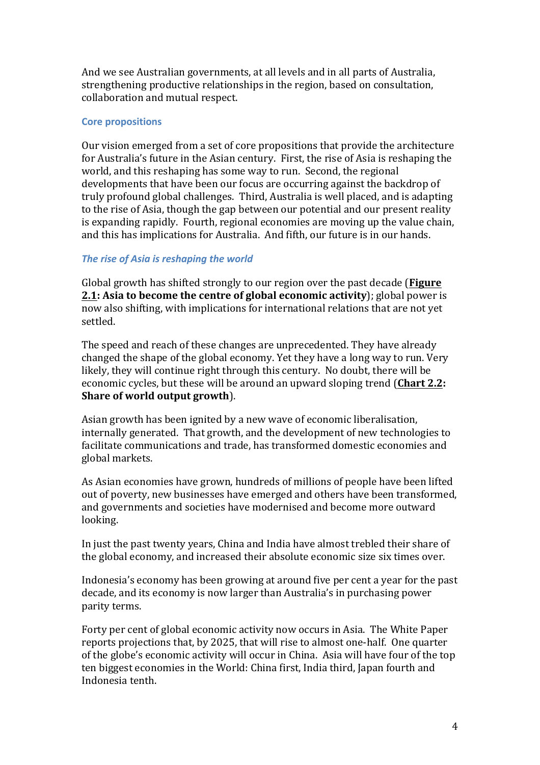And we see Australian governments, at all levels and in all parts of Australia, strengthening productive relationships in the region, based on consultation, collaboration and mutual respect.

### Core propositions

Our vision emerged from a set of core propositions that provide the architecture for Australia's future in the Asian century. First, the rise of Asia is reshaping the world, and this reshaping has some way to run. Second, the regional developments that have been our focus are occurring against the backdrop of truly profound global challenges. Third, Australia is well placed, and is adapting to the rise of Asia, though the gap between our potential and our present reality is expanding rapidly. Fourth, regional economies are moving up the value chain, and this has implications for Australia. And fifth, our future is in our hands.

#### *The rise of Asia is reshaping the world*

Global growth has shifted strongly to our region over the past decade (**Figure 2.1: Asia to become the centre of global economic activity**); global power is now also shifting, with implications for international relations that are not yet settled.

The speed and reach of these changes are unprecedented. They have already changed the shape of the global economy. Yet they have a long way to run. Very likely, they will continue right through this century. No doubt, there will be economic cycles, but these will be around an upward sloping trend (**Chart 2.2: Share of world output growth**).

Asian growth has been ignited by a new wave of economic liberalisation, internally generated. That growth, and the development of new technologies to facilitate communications and trade, has transformed domestic economies and global markets.

As Asian economies have grown, hundreds of millions of people have been lifted out of poverty, new businesses have emerged and others have been transformed, and governments and societies have modernised and become more outward looking.

In just the past twenty years, China and India have almost trebled their share of the global economy, and increased their absolute economic size six times over.

Indonesia's economy has been growing at around five per cent a year for the past decade, and its economy is now larger than Australia's in purchasing power parity terms.

Forty per cent of global economic activity now occurs in Asia. The White Paper reports projections that, by 2025, that will rise to almost one-half. One quarter of the globe's economic activity will occur in China. Asia will have four of the top ten biggest economies in the World: China first, India third, Japan fourth and Indonesia tenth.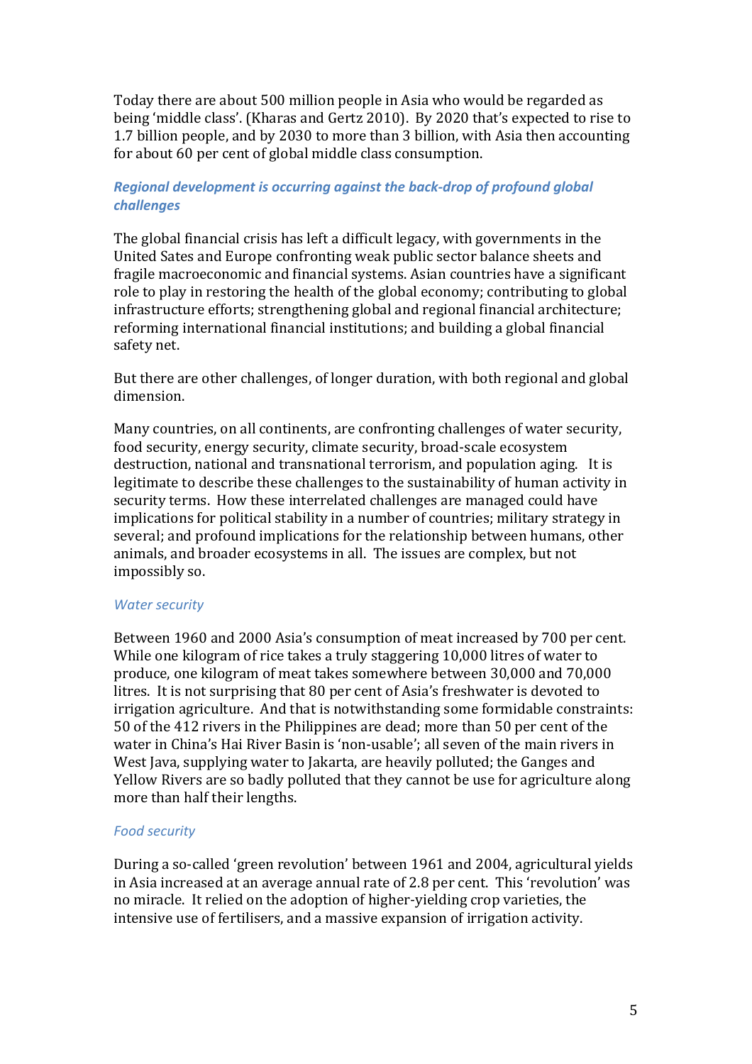Today there are about 500 million people in Asia who would be regarded as being 'middle class'. (Kharas and Gertz 2010). By 2020 that's expected to rise to 1.7 billion people, and by 2030 to more than 3 billion, with Asia then accounting for about 60 per cent of global middle class consumption.

### *Regional development is occurring against the back-drop of profound global challenges*

The global financial crisis has left a difficult legacy, with governments in the United Sates and Europe confronting weak public sector balance sheets and fragile macroeconomic and financial systems. Asian countries have a significant role to play in restoring the health of the global economy; contributing to global infrastructure efforts; strengthening global and regional financial architecture; reforming international financial institutions; and building a global financial safety net.

But there are other challenges, of longer duration, with both regional and global dimension.

Many countries, on all continents, are confronting challenges of water security, food security, energy security, climate security, broad-scale ecosystem destruction, national and transnational terrorism, and population aging. It is legitimate to describe these challenges to the sustainability of human activity in security terms. How these interrelated challenges are managed could have implications for political stability in a number of countries; military strategy in several; and profound implications for the relationship between humans, other animals, and broader ecosystems in all. The issues are complex, but not impossibly so.

#### *Water security*

Between 1960 and 2000 Asia's consumption of meat increased by 700 per cent. While one kilogram of rice takes a truly staggering 10,000 litres of water to produce, one kilogram of meat takes somewhere between 30,000 and 70,000 litres. It is not surprising that 80 per cent of Asia's freshwater is devoted to irrigation agriculture. And that is notwithstanding some formidable constraints: 50 of the 412 rivers in the Philippines are dead; more than 50 per cent of the water in China's Hai River Basin is 'non-usable'; all seven of the main rivers in West Java, supplying water to Jakarta, are heavily polluted; the Ganges and Yellow Rivers are so badly polluted that they cannot be use for agriculture along more than half their lengths.

#### *Food security*

During a so-called 'green revolution' between 1961 and 2004, agricultural yields in Asia increased at an average annual rate of 2.8 per cent. This 'revolution' was no miracle. It relied on the adoption of higher-yielding crop varieties, the intensive use of fertilisers, and a massive expansion of irrigation activity.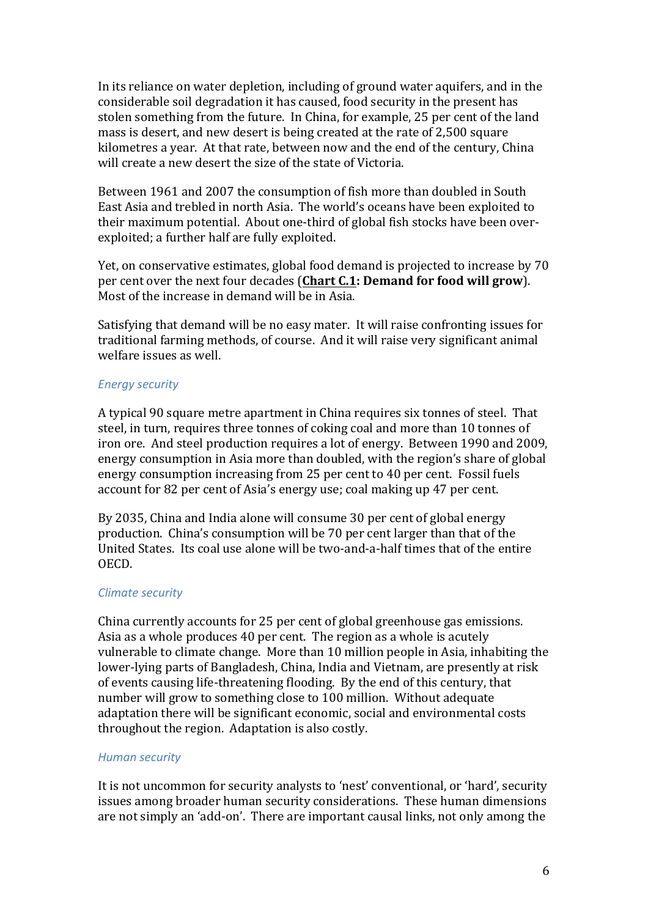In its reliance on water depletion, including of ground water aquifers, and in the considerable soil degradation it has caused, food security in the present has stolen something from the future. In China, for example, 25 per cent of the land mass is desert, and new desert is being created at the rate of 2,500 square kilometres a year. At that rate, between now and the end of the century, China will create a new desert the size of the state of Victoria.

Between 1961 and 2007 the consumption of fish more than doubled in South East Asia and trebled in north Asia. The world's oceans have been exploited to their maximum potential. About one-third of global fish stocks have been over-exploited; a further half are fully exploited.

Yet, on conservative estimates, global food demand is projected to increase by 70 per cent over the next four decades (**Chart C.1: Demand for food will grow**). Most of the increase in demand will be in Asia.

Satisfying that demand will be no easy mater. It will raise confronting issues for traditional farming methods, of course. And it will raise very significant animal welfare issues as well.

*Energy security*

A typical 90 square metre apartment in China requires six tonnes of steel. That steel, in turn, requires three tonnes of coking coal and more than 10 tonnes of iron ore. And steel production requires a lot of energy. Between 1990 and 2009, energy consumption in Asia more than doubled, with the region's share of global energy consumption increasing from 25 per cent to 40 per cent. Fossil fuels account for 82 per cent of Asia's energy use; coal making up 47 per cent.

By 2035, China and India alone will consume 30 per cent of global energy production. China's consumption will be 70 per cent larger than that of the United States. Its coal use alone will be two-and-a-half times that of the entire OECD.

*Climate security*

China currently accounts for 25 per cent of global greenhouse gas emissions. Asia as a whole produces 40 per cent. The region as a whole is acutely vulnerable to climate change. More than 10 million people in Asia, inhabiting the lower-lying parts of Bangladesh, China, India and Vietnam, are presently at risk of events causing life-threatening flooding. By the end of this century, that number will grow to something close to 100 million. Without adequate adaptation there will be significant economic, social and environmental costs throughout the region. Adaptation is also costly.

*Human security*

It is not uncommon for security analysts to 'nest' conventional, or 'hard', security issues among broader human security considerations. These human dimensions are not simply an 'add-on'. There are important causal links, not only among the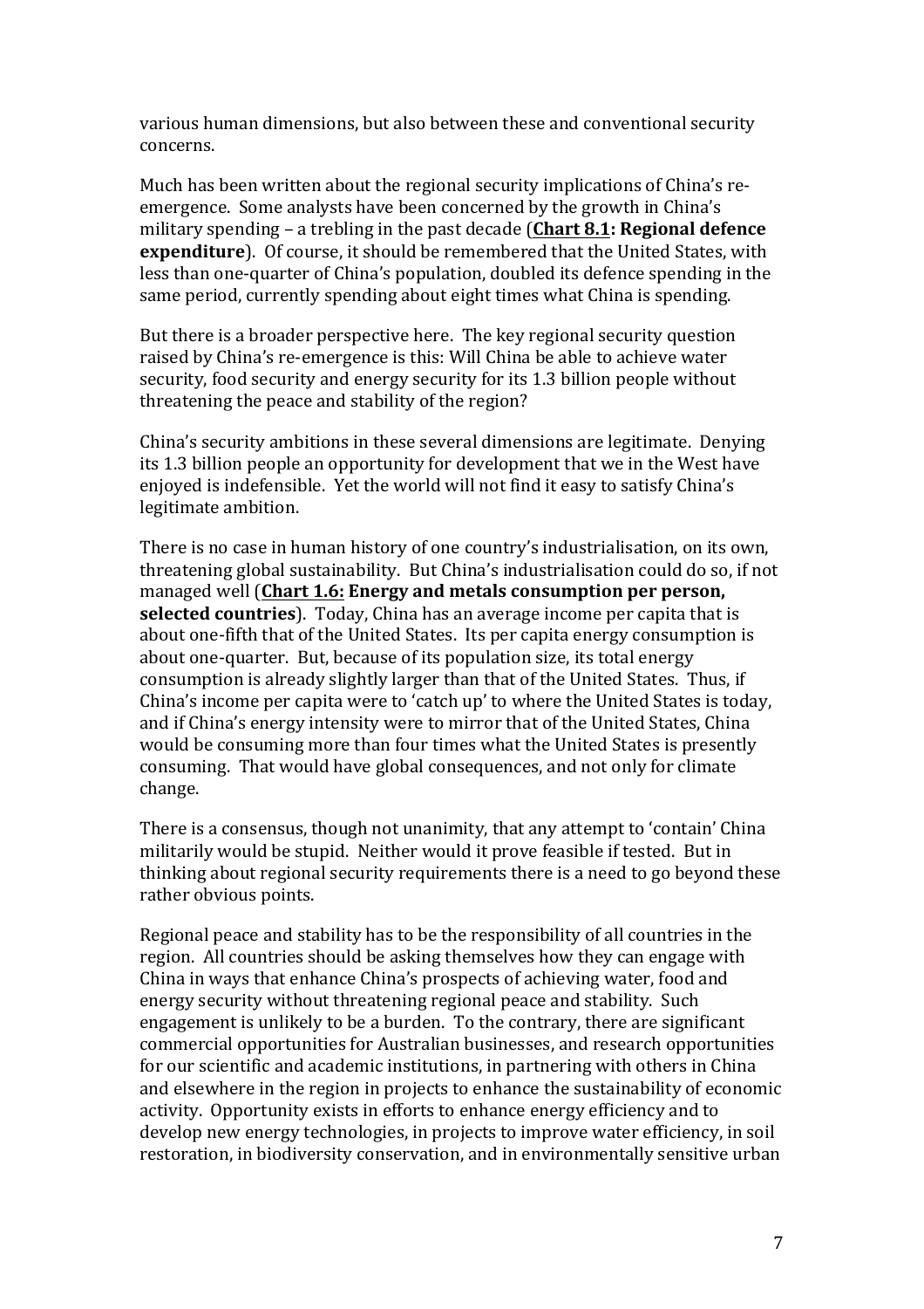various human dimensions, but also between these and conventional security concerns.

Much has been written about the regional security implications of China's re-emergence. Some analysts have been concerned by the growth in China's military spending – a trebling in the past decade (**Chart 8.1: Regional defence expenditure**). Of course, it should be remembered that the United States, with less than one-quarter of China's population, doubled its defence spending in the same period, currently spending about eight times what China is spending.

But there is a broader perspective here. The key regional security question raised by China's re-emergence is this: Will China be able to achieve water security, food security and energy security for its 1.3 billion people without threatening the peace and stability of the region?

China's security ambitions in these several dimensions are legitimate. Denying its 1.3 billion people an opportunity for development that we in the West have enjoyed is indefensible. Yet the world will not find it easy to satisfy China's legitimate ambition.

There is no case in human history of one country's industrialisation, on its own, threatening global sustainability. But China's industrialisation could do so, if not managed well (**Chart 1.6: Energy and metals consumption per person, selected countries**). Today, China has an average income per capita that is about one-fifth that of the United States. Its per capita energy consumption is about one-quarter. But, because of its population size, its total energy consumption is already slightly larger than that of the United States. Thus, if China's income per capita were to 'catch up' to where the United States is today, and if China's energy intensity were to mirror that of the United States, China would be consuming more than four times what the United States is presently consuming. That would have global consequences, and not only for climate change.

There is a consensus, though not unanimity, that any attempt to 'contain' China militarily would be stupid. Neither would it prove feasible if tested. But in thinking about regional security requirements there is a need to go beyond these rather obvious points.

Regional peace and stability has to be the responsibility of all countries in the region. All countries should be asking themselves how they can engage with China in ways that enhance China's prospects of achieving water, food and energy security without threatening regional peace and stability. Such engagement is unlikely to be a burden. To the contrary, there are significant commercial opportunities for Australian businesses, and research opportunities for our scientific and academic institutions, in partnering with others in China and elsewhere in the region in projects to enhance the sustainability of economic activity. Opportunity exists in efforts to enhance energy efficiency and to develop new energy technologies, in projects to improve water efficiency, in soil restoration, in biodiversity conservation, and in environmentally sensitive urban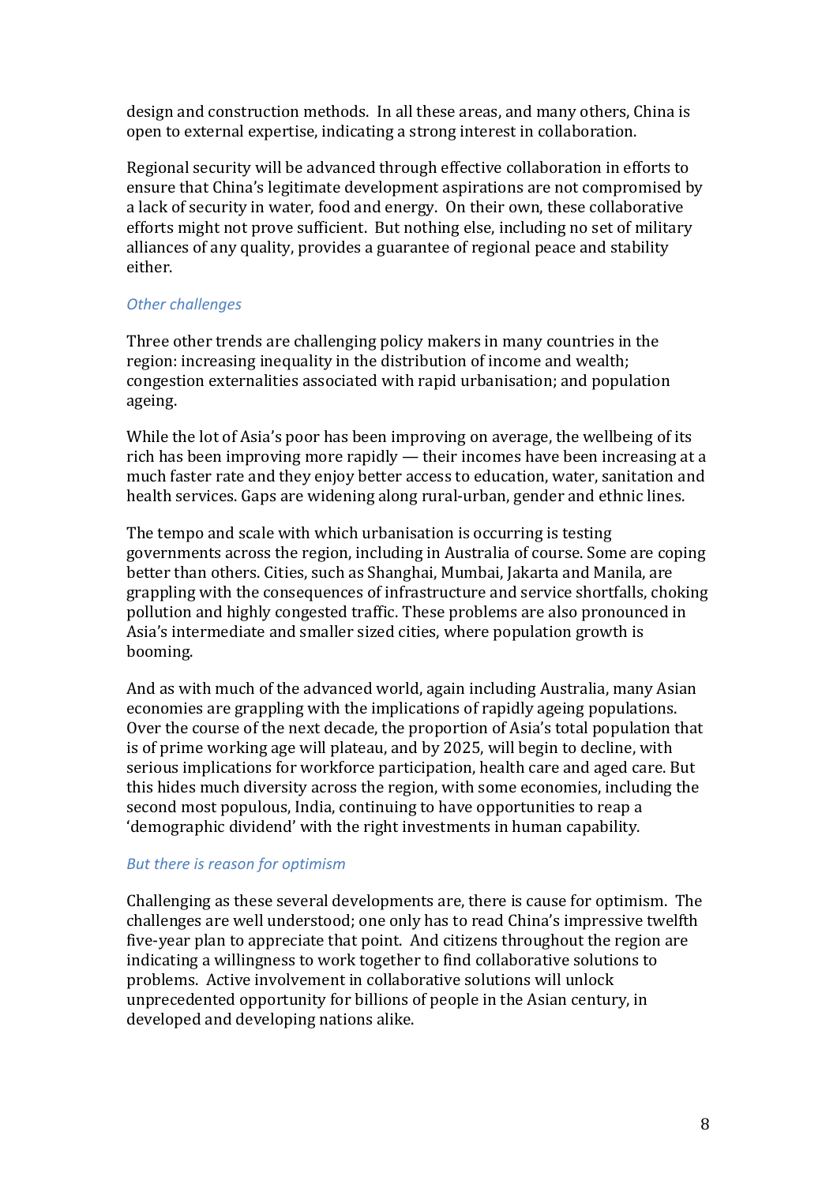design and construction methods. In all these areas, and many others, China is open to external expertise, indicating a strong interest in collaboration.

Regional security will be advanced through effective collaboration in efforts to ensure that China's legitimate development aspirations are not compromised by a lack of security in water, food and energy. On their own, these collaborative efforts might not prove sufficient. But nothing else, including no set of military alliances of any quality, provides a guarantee of regional peace and stability either.

### *Other challenges*

Three other trends are challenging policy makers in many countries in the region: increasing inequality in the distribution of income and wealth; congestion externalities associated with rapid urbanisation; and population ageing.

While the lot of Asia's poor has been improving on average, the wellbeing of its rich has been improving more rapidly — their incomes have been increasing at a much faster rate and they enjoy better access to education, water, sanitation and health services. Gaps are widening along rural-urban, gender and ethnic lines.

The tempo and scale with which urbanisation is occurring is testing governments across the region, including in Australia of course. Some are coping better than others. Cities, such as Shanghai, Mumbai, Jakarta and Manila, are grappling with the consequences of infrastructure and service shortfalls, choking pollution and highly congested traffic. These problems are also pronounced in Asia's intermediate and smaller sized cities, where population growth is booming.

And as with much of the advanced world, again including Australia, many Asian economies are grappling with the implications of rapidly ageing populations. Over the course of the next decade, the proportion of Asia's total population that is of prime working age will plateau, and by 2025, will begin to decline, with serious implications for workforce participation, health care and aged care. But this hides much diversity across the region, with some economies, including the second most populous, India, continuing to have opportunities to reap a 'demographic dividend' with the right investments in human capability.

### *But there is reason for optimism*

Challenging as these several developments are, there is cause for optimism. The challenges are well understood; one only has to read China's impressive twelfth five-year plan to appreciate that point. And citizens throughout the region are indicating a willingness to work together to find collaborative solutions to problems. Active involvement in collaborative solutions will unlock unprecedented opportunity for billions of people in the Asian century, in developed and developing nations alike.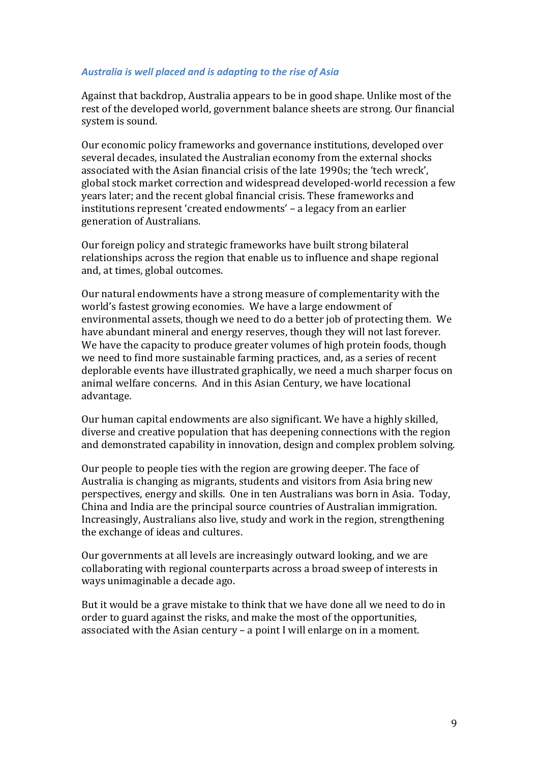### *Australia is well placed and is adapting to the rise of Asia*

Against that backdrop, Australia appears to be in good shape. Unlike most of the rest of the developed world, government balance sheets are strong. Our financial system is sound.

Our economic policy frameworks and governance institutions, developed over several decades, insulated the Australian economy from the external shocks associated with the Asian financial crisis of the late 1990s; the 'tech wreck', global stock market correction and widespread developed-world recession a few years later; and the recent global financial crisis. These frameworks and institutions represent 'created endowments' – a legacy from an earlier generation of Australians.

Our foreign policy and strategic frameworks have built strong bilateral relationships across the region that enable us to influence and shape regional and, at times, global outcomes.

Our natural endowments have a strong measure of complementarity with the world's fastest growing economies. We have a large endowment of environmental assets, though we need to do a better job of protecting them. We have abundant mineral and energy reserves, though they will not last forever. We have the capacity to produce greater volumes of high protein foods, though we need to find more sustainable farming practices, and, as a series of recent deplorable events have illustrated graphically, we need a much sharper focus on animal welfare concerns. And in this Asian Century, we have locational advantage.

Our human capital endowments are also significant. We have a highly skilled, diverse and creative population that has deepening connections with the region and demonstrated capability in innovation, design and complex problem solving.

Our people to people ties with the region are growing deeper. The face of Australia is changing as migrants, students and visitors from Asia bring new perspectives, energy and skills. One in ten Australians was born in Asia. Today, China and India are the principal source countries of Australian immigration. Increasingly, Australians also live, study and work in the region, strengthening the exchange of ideas and cultures.

Our governments at all levels are increasingly outward looking, and we are collaborating with regional counterparts across a broad sweep of interests in ways unimaginable a decade ago.

But it would be a grave mistake to think that we have done all we need to do in order to guard against the risks, and make the most of the opportunities, associated with the Asian century – a point I will enlarge on in a moment.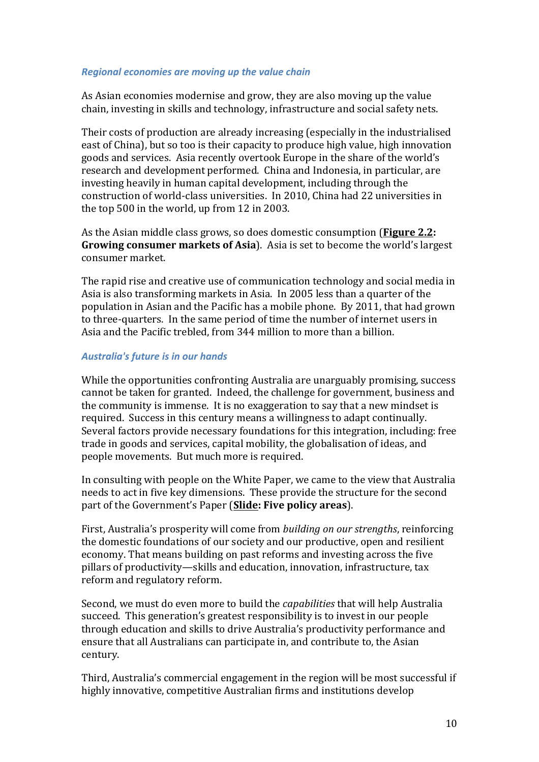### *Regional economies are moving up the value chain*

As Asian economies modernise and grow, they are also moving up the value chain, investing in skills and technology, infrastructure and social safety nets.

Their costs of production are already increasing (especially in the industrialised east of China), but so too is their capacity to produce high value, high innovation goods and services. Asia recently overtook Europe in the share of the world's research and development performed. China and Indonesia, in particular, are investing heavily in human capital development, including through the construction of world-class universities. In 2010, China had 22 universities in the top 500 in the world, up from 12 in 2003.

As the Asian middle class grows, so does domestic consumption (**Figure 2.2: Growing consumer markets of Asia**). Asia is set to become the world's largest consumer market.

The rapid rise and creative use of communication technology and social media in Asia is also transforming markets in Asia. In 2005 less than a quarter of the population in Asian and the Pacific has a mobile phone. By 2011, that had grown to three-quarters. In the same period of time the number of internet users in Asia and the Pacific trebled, from 344 million to more than a billion.

### *Australia's future is in our hands*

While the opportunities confronting Australia are unarguably promising, success cannot be taken for granted. Indeed, the challenge for government, business and the community is immense. It is no exaggeration to say that a new mindset is required. Success in this century means a willingness to adapt continually. Several factors provide necessary foundations for this integration, including: free trade in goods and services, capital mobility, the globalisation of ideas, and people movements. But much more is required.

In consulting with people on the White Paper, we came to the view that Australia needs to act in five key dimensions. These provide the structure for the second part of the Government's Paper (**Slide: Five policy areas**).

First, Australia's prosperity will come from *building on our strengths*, reinforcing the domestic foundations of our society and our productive, open and resilient economy. That means building on past reforms and investing across the five pillars of productivity—skills and education, innovation, infrastructure, tax reform and regulatory reform.

Second, we must do even more to build the *capabilities* that will help Australia succeed. This generation's greatest responsibility is to invest in our people through education and skills to drive Australia's productivity performance and ensure that all Australians can participate in, and contribute to, the Asian century.

Third, Australia's commercial engagement in the region will be most successful if highly innovative, competitive Australian firms and institutions develop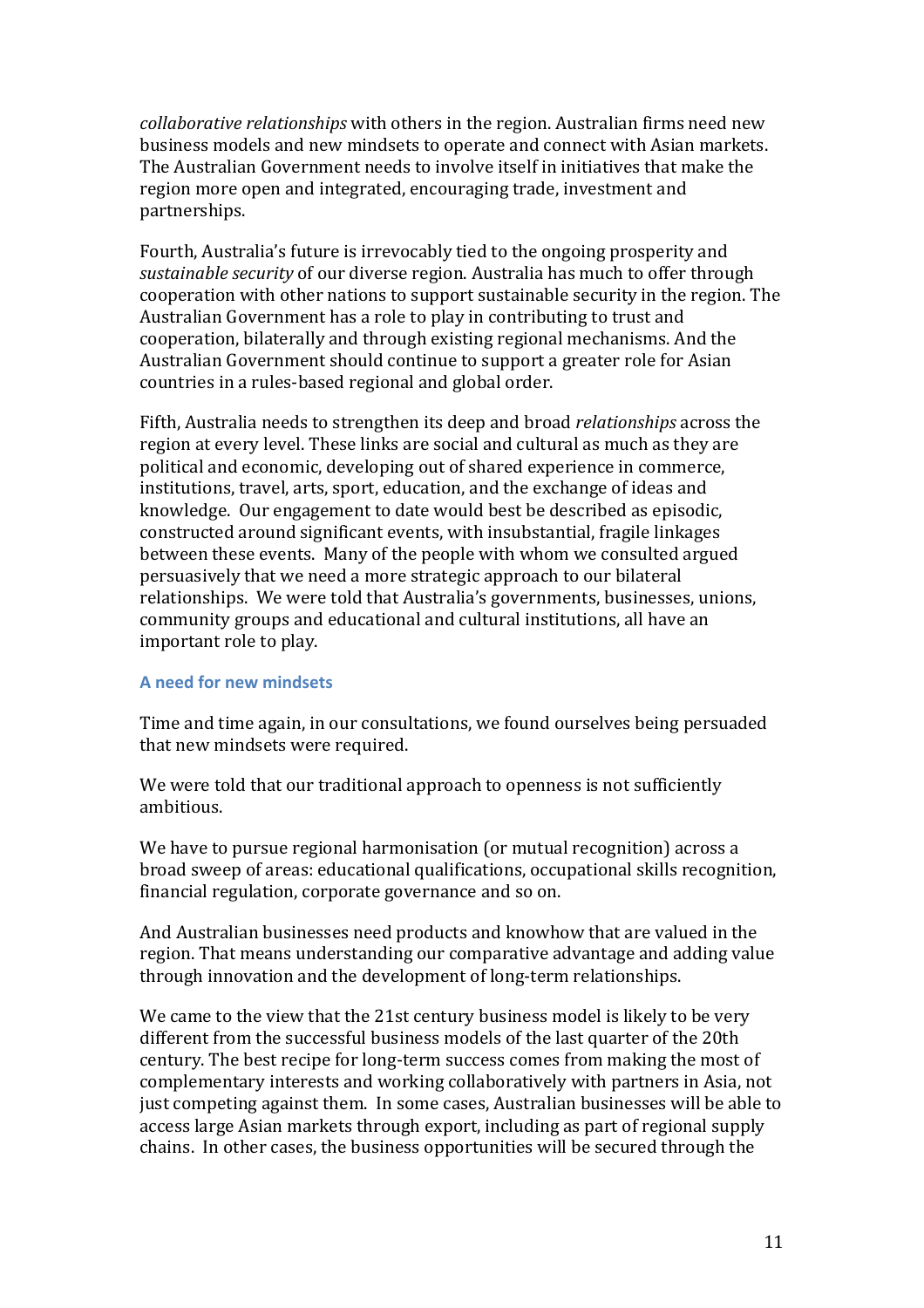*collaborative relationships* with others in the region. Australian firms need new business models and new mindsets to operate and connect with Asian markets. The Australian Government needs to involve itself in initiatives that make the region more open and integrated, encouraging trade, investment and partnerships.

Fourth, Australia's future is irrevocably tied to the ongoing prosperity and *sustainable security* of our diverse region. Australia has much to offer through cooperation with other nations to support sustainable security in the region. The Australian Government has a role to play in contributing to trust and cooperation, bilaterally and through existing regional mechanisms. And the Australian Government should continue to support a greater role for Asian countries in a rules-based regional and global order.

Fifth, Australia needs to strengthen its deep and broad *relationships* across the region at every level. These links are social and cultural as much as they are political and economic, developing out of shared experience in commerce, institutions, travel, arts, sport, education, and the exchange of ideas and knowledge. Our engagement to date would best be described as episodic, constructed around significant events, with insubstantial, fragile linkages between these events. Many of the people with whom we consulted argued persuasively that we need a more strategic approach to our bilateral relationships. We were told that Australia's governments, businesses, unions, community groups and educational and cultural institutions, all have an important role to play.

### A need for new mindsets

Time and time again, in our consultations, we found ourselves being persuaded that new mindsets were required.

We were told that our traditional approach to openness is not sufficiently ambitious.

We have to pursue regional harmonisation (or mutual recognition) across a broad sweep of areas: educational qualifications, occupational skills recognition, financial regulation, corporate governance and so on.

And Australian businesses need products and knowhow that are valued in the region. That means understanding our comparative advantage and adding value through innovation and the development of long-term relationships.

We came to the view that the 21st century business model is likely to be very different from the successful business models of the last quarter of the 20th century. The best recipe for long-term success comes from making the most of complementary interests and working collaboratively with partners in Asia, not just competing against them. In some cases, Australian businesses will be able to access large Asian markets through export, including as part of regional supply chains. In other cases, the business opportunities will be secured through the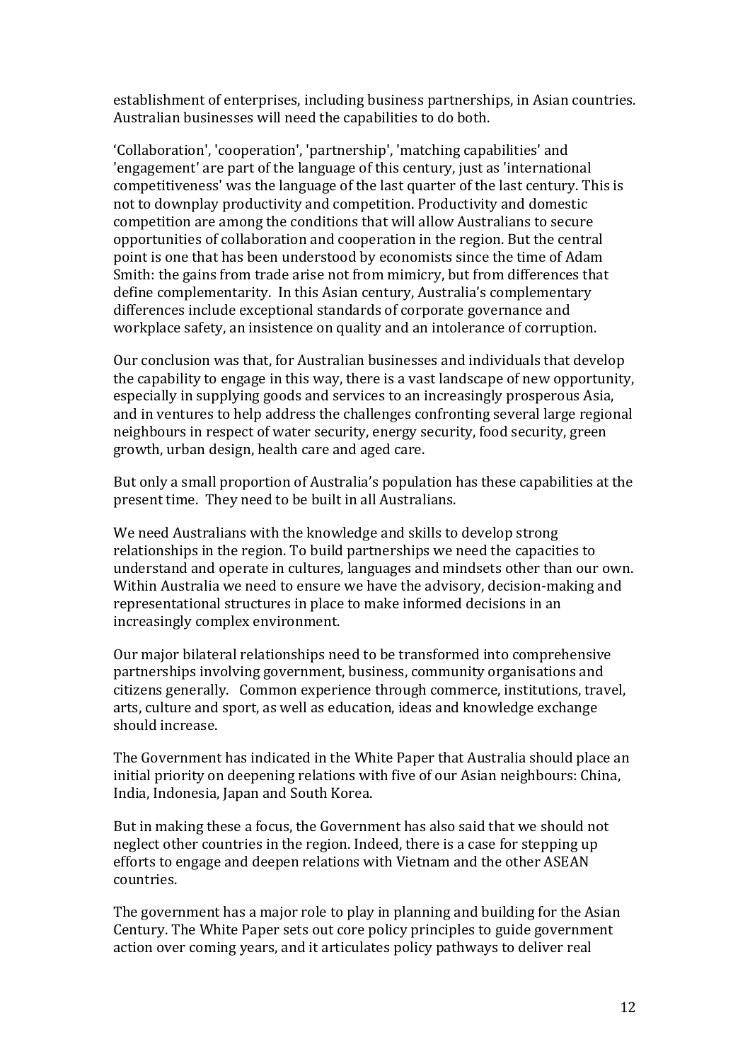establishment of enterprises, including business partnerships, in Asian countries. Australian businesses will need the capabilities to do both.

'Collaboration', 'cooperation', 'partnership', 'matching capabilities' and 'engagement' are part of the language of this century, just as 'international competitiveness' was the language of the last quarter of the last century. This is not to downplay productivity and competition. Productivity and domestic competition are among the conditions that will allow Australians to secure opportunities of collaboration and cooperation in the region. But the central point is one that has been understood by economists since the time of Adam Smith: the gains from trade arise not from mimicry, but from differences that define complementarity. In this Asian century, Australia's complementary differences include exceptional standards of corporate governance and workplace safety, an insistence on quality and an intolerance of corruption.

Our conclusion was that, for Australian businesses and individuals that develop the capability to engage in this way, there is a vast landscape of new opportunity, especially in supplying goods and services to an increasingly prosperous Asia, and in ventures to help address the challenges confronting several large regional neighbours in respect of water security, energy security, food security, green growth, urban design, health care and aged care.

But only a small proportion of Australia's population has these capabilities at the present time. They need to be built in all Australians.

We need Australians with the knowledge and skills to develop strong relationships in the region. To build partnerships we need the capacities to understand and operate in cultures, languages and mindsets other than our own. Within Australia we need to ensure we have the advisory, decision-making and representational structures in place to make informed decisions in an increasingly complex environment.

Our major bilateral relationships need to be transformed into comprehensive partnerships involving government, business, community organisations and citizens generally. Common experience through commerce, institutions, travel, arts, culture and sport, as well as education, ideas and knowledge exchange should increase.

The Government has indicated in the White Paper that Australia should place an initial priority on deepening relations with five of our Asian neighbours: China, India, Indonesia, Japan and South Korea.

But in making these a focus, the Government has also said that we should not neglect other countries in the region. Indeed, there is a case for stepping up efforts to engage and deepen relations with Vietnam and the other ASEAN countries.

The government has a major role to play in planning and building for the Asian Century. The White Paper sets out core policy principles to guide government action over coming years, and it articulates policy pathways to deliver real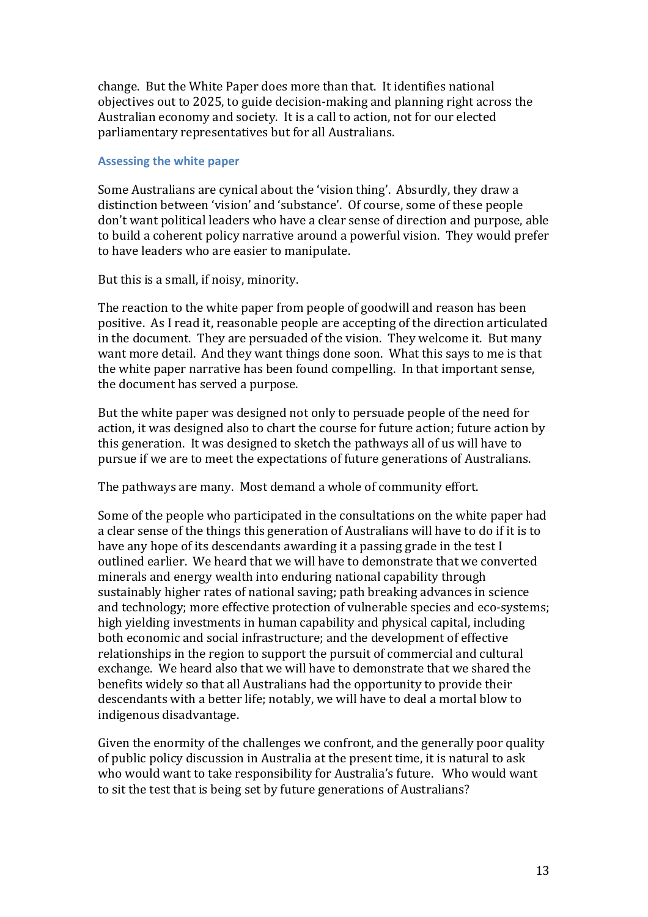change. But the White Paper does more than that. It identifies national objectives out to 2025, to guide decision-making and planning right across the Australian economy and society. It is a call to action, not for our elected parliamentary representatives but for all Australians.

### Assessing the white paper

Some Australians are cynical about the 'vision thing'. Absurdly, they draw a distinction between 'vision' and 'substance'. Of course, some of these people don't want political leaders who have a clear sense of direction and purpose, able to build a coherent policy narrative around a powerful vision. They would prefer to have leaders who are easier to manipulate.

But this is a small, if noisy, minority.

The reaction to the white paper from people of goodwill and reason has been positive. As I read it, reasonable people are accepting of the direction articulated in the document. They are persuaded of the vision. They welcome it. But many want more detail. And they want things done soon. What this says to me is that the white paper narrative has been found compelling. In that important sense, the document has served a purpose.

But the white paper was designed not only to persuade people of the need for action, it was designed also to chart the course for future action; future action by this generation. It was designed to sketch the pathways all of us will have to pursue if we are to meet the expectations of future generations of Australians.

The pathways are many. Most demand a whole of community effort.

Some of the people who participated in the consultations on the white paper had a clear sense of the things this generation of Australians will have to do if it is to have any hope of its descendants awarding it a passing grade in the test I outlined earlier. We heard that we will have to demonstrate that we converted minerals and energy wealth into enduring national capability through sustainably higher rates of national saving; path breaking advances in science and technology; more effective protection of vulnerable species and eco-systems; high yielding investments in human capability and physical capital, including both economic and social infrastructure; and the development of effective relationships in the region to support the pursuit of commercial and cultural exchange. We heard also that we will have to demonstrate that we shared the benefits widely so that all Australians had the opportunity to provide their descendants with a better life; notably, we will have to deal a mortal blow to indigenous disadvantage.

Given the enormity of the challenges we confront, and the generally poor quality of public policy discussion in Australia at the present time, it is natural to ask who would want to take responsibility for Australia's future. Who would want to sit the test that is being set by future generations of Australians?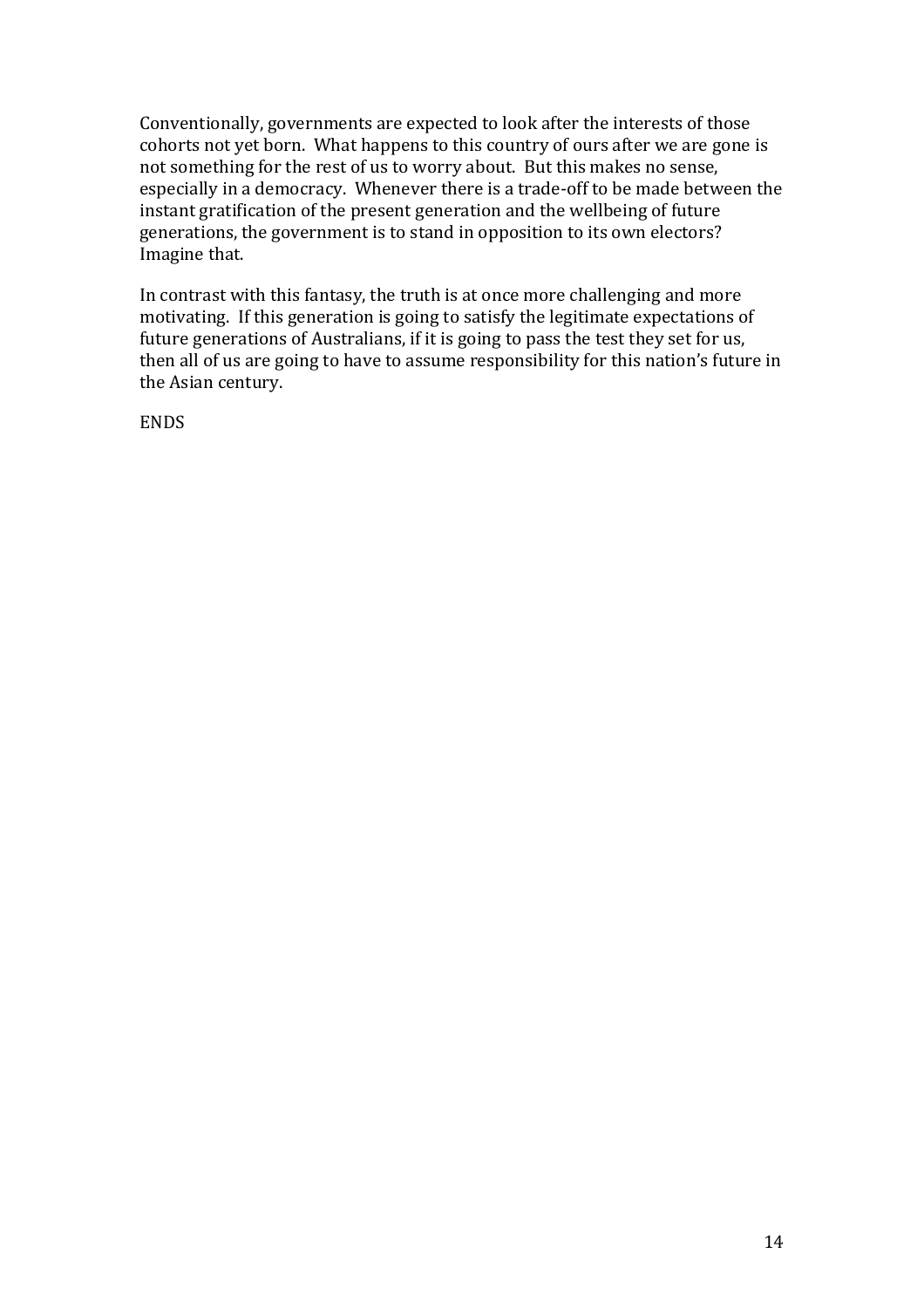Conventionally, governments are expected to look after the interests of those cohorts not yet born. What happens to this country of ours after we are gone is not something for the rest of us to worry about. But this makes no sense, especially in a democracy. Whenever there is a trade-off to be made between the instant gratification of the present generation and the wellbeing of future generations, the government is to stand in opposition to its own electors? Imagine that.

In contrast with this fantasy, the truth is at once more challenging and more motivating. If this generation is going to satisfy the legitimate expectations of future generations of Australians, if it is going to pass the test they set for us, then all of us are going to have to assume responsibility for this nation's future in the Asian century.

ENDS